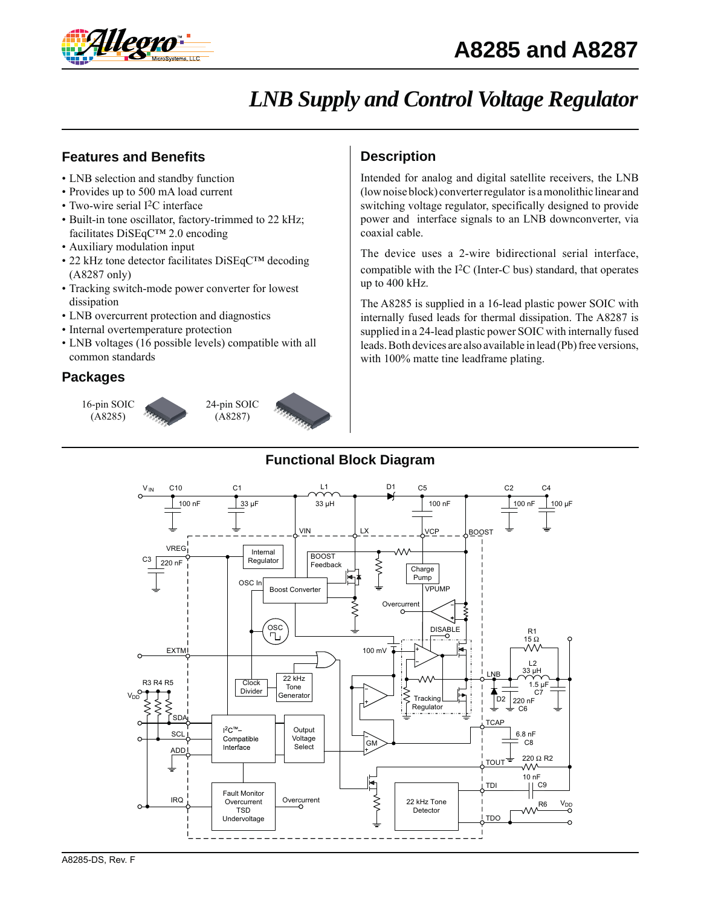# A8285 and A8287

## *LNB Supply and Control Voltage Regulator*

### Features and Benefits

- LNB selection and standby function
- Provides up to 500 mA load current
- Two-wire serial I$^2$C interface
- Built-in tone oscillator, factory-trimmed to 22 kHz; facilitates DiSEqC™ 2.0 encoding
- Auxiliary modulation input
- 22 kHz tone detector facilitates DiSEqC™ decoding (A8287 only)
- Tracking switch-mode power converter for lowest dissipation
- LNB overcurrent protection and diagnostics
- Internal overtemperature protection
- LNB voltages (16 possible levels) compatible with all common standards

### Packages

16-pin SOIC (A8285)

24-pin SOIC (A8287)

### Description

Intended for analog and digital satellite receivers, the LNB (low noise block) converter regulator is a monolithic linear and switching voltage regulator, specifically designed to provide power and interface signals to an LNB downconverter, via coaxial cable.

The device uses a 2-wire bidirectional serial interface, compatible with the I$^2$C (Inter-C bus) standard, that operates up to 400 kHz.

The A8285 is supplied in a 16-lead plastic power SOIC with internally fused leads for thermal dissipation. The A8287 is supplied in a 24-lead plastic power SOIC with internally fused leads. Both devices are also available in lead (Pb) free versions, with 100% matte tine leadframe plating.

### Functional Block Diagram

A8285-DS, Rev. F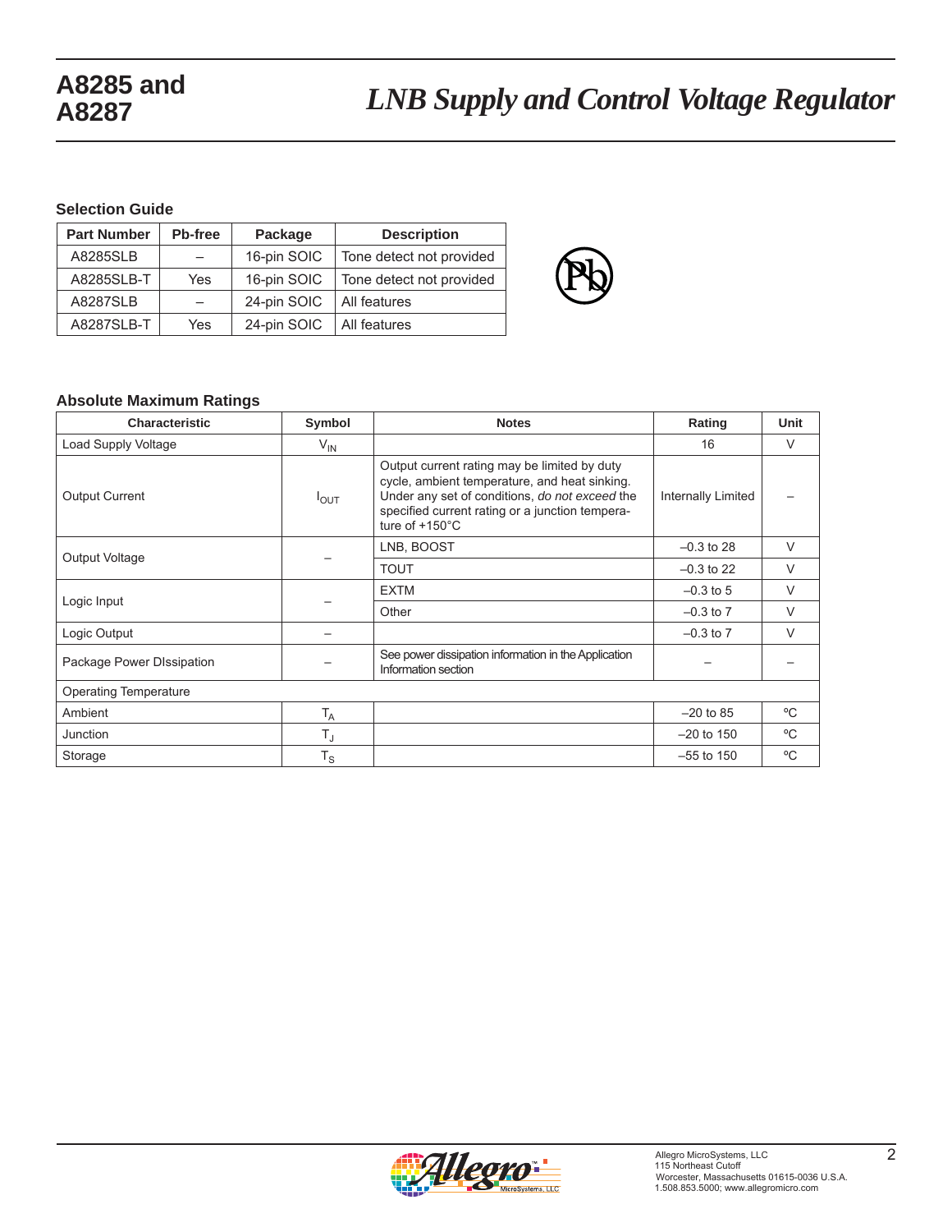## Selection Guide

| Part Number | Pb-free | Package | Description |
|---|---|---|---|
| A8285SLB | – | 16-pin SOIC | Tone detect not provided |
| A8285SLB-T | Yes | 16-pin SOIC | Tone detect not provided |
| A8287SLB | – | 24-pin SOIC | All features |
| A8287SLB-T | Yes | 24-pin SOIC | All features |

## Absolute Maximum Ratings

| Characteristic | Symbol | Notes | Rating | Unit |
|---|---|---|---|---|
| Load Supply Voltage | $V_{IN}$ | | 16 | V |
| Output Current | $I_{OUT}$ | Output current rating may be limited by duty cycle, ambient temperature, and heat sinking. Under any set of conditions, *do not exceed* the specified current rating or a junction temperature of +150°C | Internally Limited | – |
| Output Voltage | – | LNB, BOOST | –0.3 to 28 | V |
| | | TOUT | –0.3 to 22 | V |
| Logic Input | – | EXTM | –0.3 to 5 | V |
| | | Other | –0.3 to 7 | V |
| Logic Output | – | | –0.3 to 7 | V |
| Package Power DIssipation | – | See power dissipation information in the Application Information section | – | – |
| Operating Temperature | | | | |
| Ambient | $T_A$ | | –20 to 85 | ºC |
| Junction | $T_J$ | | –20 to 150 | ºC |
| Storage | $T_S$ | | –55 to 150 | ºC |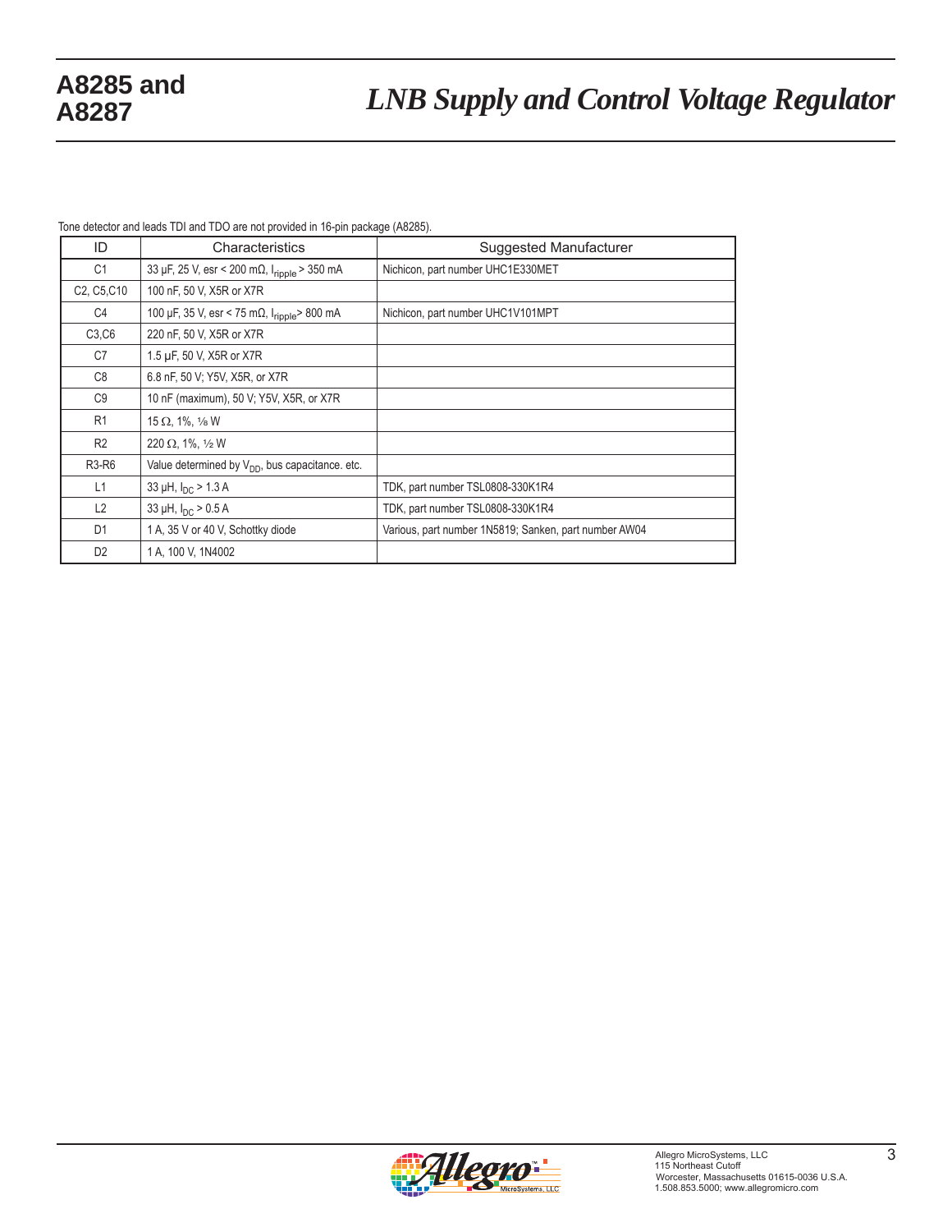Tone detector and leads TDI and TDO are not provided in 16-pin package (A8285).

| ID | Characteristics | Suggested Manufacturer |
|---|---|---|
| C1 | 33 μF, 25 V, esr < 200 mΩ, $I_{ripple}$ > 350 mA | Nichicon, part number UHC1E330MET |
| C2, C5,C10 | 100 nF, 50 V, X5R or X7R | |
| C4 | 100 μF, 35 V, esr < 75 mΩ, $I_{ripple}$> 800 mA | Nichicon, part number UHC1V101MPT |
| C3,C6 | 220 nF, 50 V, X5R or X7R | |
| C7 | 1.5 μF, 50 V, X5R or X7R | |
| C8 | 6.8 nF, 50 V; Y5V, X5R, or X7R | |
| C9 | 10 nF (maximum), 50 V; Y5V, X5R, or X7R | |
| R1 | 15 Ω, 1%, ⅛ W | |
| R2 | 220 Ω, 1%, ½ W | |
| R3-R6 | Value determined by $V_{DD}$, bus capacitance. etc. | |
| L1 | 33 μH, $I_{DC}$ > 1.3 A | TDK, part number TSL0808-330K1R4 |
| L2 | 33 μH, $I_{DC}$ > 0.5 A | TDK, part number TSL0808-330K1R4 |
| D1 | 1 A, 35 V or 40 V, Schottky diode | Various, part number 1N5819; Sanken, part number AW04 |
| D2 | 1 A, 100 V, 1N4002 | |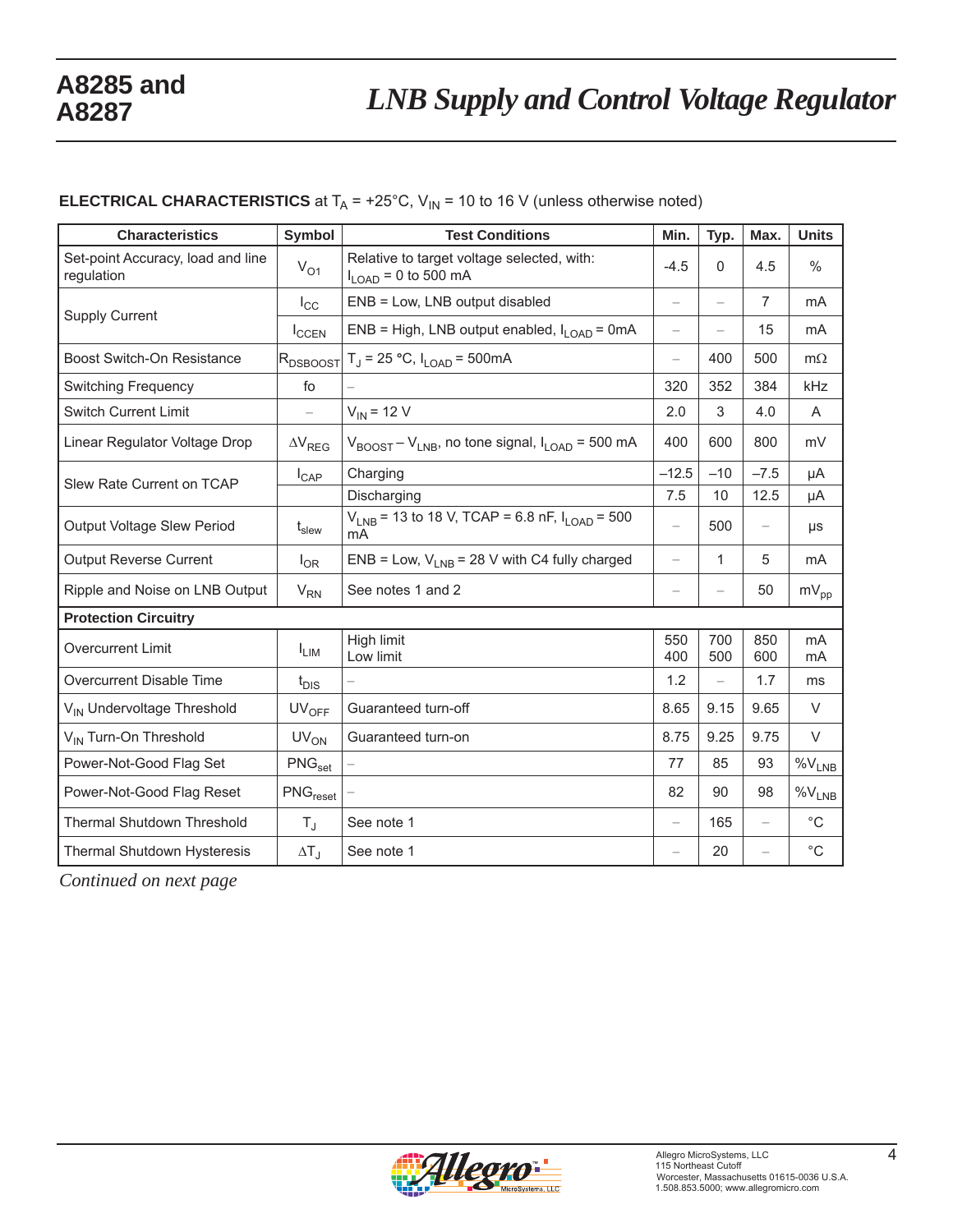**ELECTRICAL CHARACTERISTICS** at $T_A$ = +25°C, $V_{IN}$ = 10 to 16 V (unless otherwise noted)

| Characteristics | Symbol | Test Conditions | Min. | Typ. | Max. | Units |
|---|---|---|---|---|---|---|
| Set-point Accuracy, load and line regulation | $V_{O1}$ | Relative to target voltage selected, with: $I_{LOAD}$ = 0 to 500 mA | -4.5 | 0 | 4.5 | % |
| Supply Current | $I_{CC}$ | ENB = Low, LNB output disabled | – | – | 7 | mA |
| | $I_{CCEN}$ | ENB = High, LNB output enabled, $I_{LOAD}$ = 0mA | – | – | 15 | mA |
| Boost Switch-On Resistance | $R_{DSBOOST}$ | $T_J$ = 25 °C, $I_{LOAD}$ = 500mA | – | 400 | 500 | mΩ |
| Switching Frequency | fo | – | 320 | 352 | 384 | kHz |
| Switch Current Limit | – | $V_{IN}$ = 12 V | 2.0 | 3 | 4.0 | A |
| Linear Regulator Voltage Drop | $\Delta V_{REG}$ | $V_{BOOST} - V_{LNB}$, no tone signal, $I_{LOAD}$ = 500 mA | 400 | 600 | 800 | mV |
| Slew Rate Current on TCAP | $I_{CAP}$ | Charging | –12.5 | –10 | –7.5 | μA |
| | | Discharging | 7.5 | 10 | 12.5 | μA |
| Output Voltage Slew Period | $t_{slew}$ | $V_{LNB}$ = 13 to 18 V, TCAP = 6.8 nF, $I_{LOAD}$ = 500 mA | – | 500 | – | μs |
| Output Reverse Current | $I_{OR}$ | ENB = Low, $V_{LNB}$ = 28 V with C4 fully charged | – | 1 | 5 | mA |
| Ripple and Noise on LNB Output | $V_{RN}$ | See notes 1 and 2 | – | – | 50 | $mV_{pp}$ |
| **Protection Circuitry** | | | | | | |
| Overcurrent Limit | $I_{LIM}$ | High limit<br>Low limit | 550<br>400 | 700<br>500 | 850<br>600 | mA<br>mA |
| Overcurrent Disable Time | $t_{DIS}$ | – | 1.2 | – | 1.7 | ms |
| $V_{IN}$ Undervoltage Threshold | $UV_{OFF}$ | Guaranteed turn-off | 8.65 | 9.15 | 9.65 | V |
| $V_{IN}$ Turn-On Threshold | $UV_{ON}$ | Guaranteed turn-on | 8.75 | 9.25 | 9.75 | V |
| Power-Not-Good Flag Set | $PNG_{set}$ | – | 77 | 85 | 93 | $\%V_{LNB}$ |
| Power-Not-Good Flag Reset | $PNG_{reset}$ | – | 82 | 90 | 98 | $\%V_{LNB}$ |
| Thermal Shutdown Threshold | $T_J$ | See note 1 | – | 165 | – | °C |
| Thermal Shutdown Hysteresis | $\Delta T_J$ | See note 1 | – | 20 | – | °C |

*Continued on next page*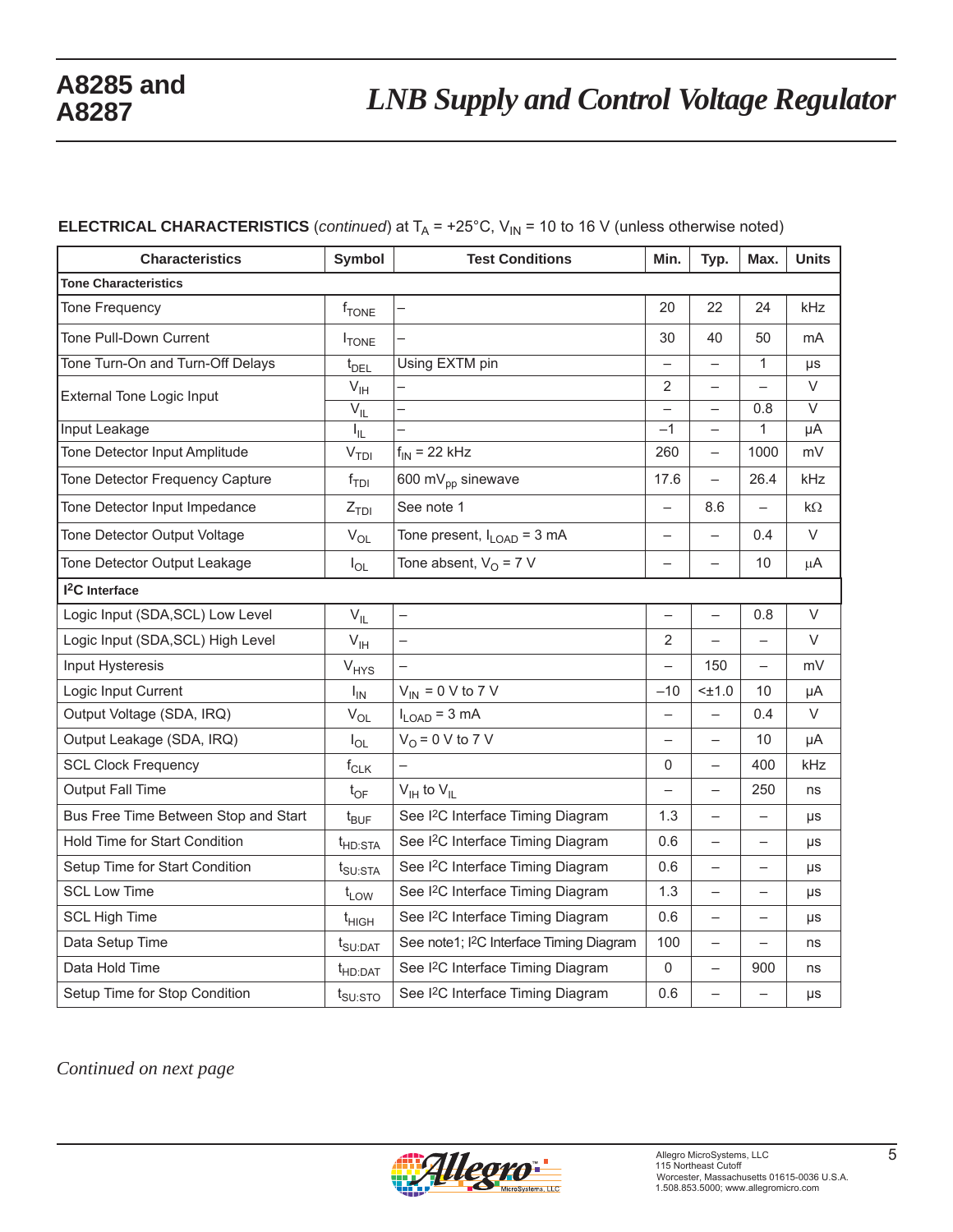**ELECTRICAL CHARACTERISTICS** (*continued*) at $T_A$ = +25°C, $V_{IN}$ = 10 to 16 V (unless otherwise noted)

| Characteristics | Symbol | Test Conditions | Min. | Typ. | Max. | Units |
|---|---|---|---|---|---|---|
| **Tone Characteristics** | | | | | | |
| Tone Frequency | $f_{TONE}$ | – | 20 | 22 | 24 | kHz |
| Tone Pull-Down Current | $I_{TONE}$ | – | 30 | 40 | 50 | mA |
| Tone Turn-On and Turn-Off Delays | $t_{DEL}$ | Using EXTM pin | – | – | 1 | μs |
| External Tone Logic Input | $V_{IH}$ | – | 2 | – | – | V |
| | $V_{IL}$ | – | – | – | 0.8 | V |
| Input Leakage | $I_{IL}$ | – | –1 | – | 1 | μA |
| Tone Detector Input Amplitude | $V_{TDI}$ | $f_{IN}$ = 22 kHz | 260 | – | 1000 | mV |
| Tone Detector Frequency Capture | $f_{TDI}$ | 600 $mV_{pp}$ sinewave | 17.6 | – | 26.4 | kHz |
| Tone Detector Input Impedance | $Z_{TDI}$ | See note 1 | – | 8.6 | – | kΩ |
| Tone Detector Output Voltage | $V_{OL}$ | Tone present, $I_{LOAD}$ = 3 mA | – | – | 0.4 | V |
| Tone Detector Output Leakage | $I_{OL}$ | Tone absent, $V_O$ = 7 V | – | – | 10 | μA |
| **I²C Interface** | | | | | | |
| Logic Input (SDA,SCL) Low Level | $V_{IL}$ | – | – | – | 0.8 | V |
| Logic Input (SDA,SCL) High Level | $V_{IH}$ | – | 2 | – | – | V |
| Input Hysteresis | $V_{HYS}$ | – | – | 150 | – | mV |
| Logic Input Current | $I_{IN}$ | $V_{IN}$ = 0 V to 7 V | –10 | <±1.0 | 10 | μA |
| Output Voltage (SDA, IRQ) | $V_{OL}$ | $I_{LOAD}$ = 3 mA | – | – | 0.4 | V |
| Output Leakage (SDA, IRQ) | $I_{OL}$ | $V_O$ = 0 V to 7 V | – | – | 10 | μA |
| SCL Clock Frequency | $f_{CLK}$ | – | 0 | – | 400 | kHz |
| Output Fall Time | $t_{OF}$ | $V_{IH}$ to $V_{IL}$ | – | – | 250 | ns |
| Bus Free Time Between Stop and Start | $t_{BUF}$ | See I²C Interface Timing Diagram | 1.3 | – | – | μs |
| Hold Time for Start Condition | $t_{HD:STA}$ | See I²C Interface Timing Diagram | 0.6 | – | – | μs |
| Setup Time for Start Condition | $t_{SU:STA}$ | See I²C Interface Timing Diagram | 0.6 | – | – | μs |
| SCL Low Time | $t_{LOW}$ | See I²C Interface Timing Diagram | 1.3 | – | – | μs |
| SCL High Time | $t_{HIGH}$ | See I²C Interface Timing Diagram | 0.6 | – | – | μs |
| Data Setup Time | $t_{SU:DAT}$ | See note1; I²C Interface Timing Diagram | 100 | – | – | ns |
| Data Hold Time | $t_{HD:DAT}$ | See I²C Interface Timing Diagram | 0 | – | 900 | ns |
| Setup Time for Stop Condition | $t_{SU:STO}$ | See I²C Interface Timing Diagram | 0.6 | – | – | μs |

*Continued on next page*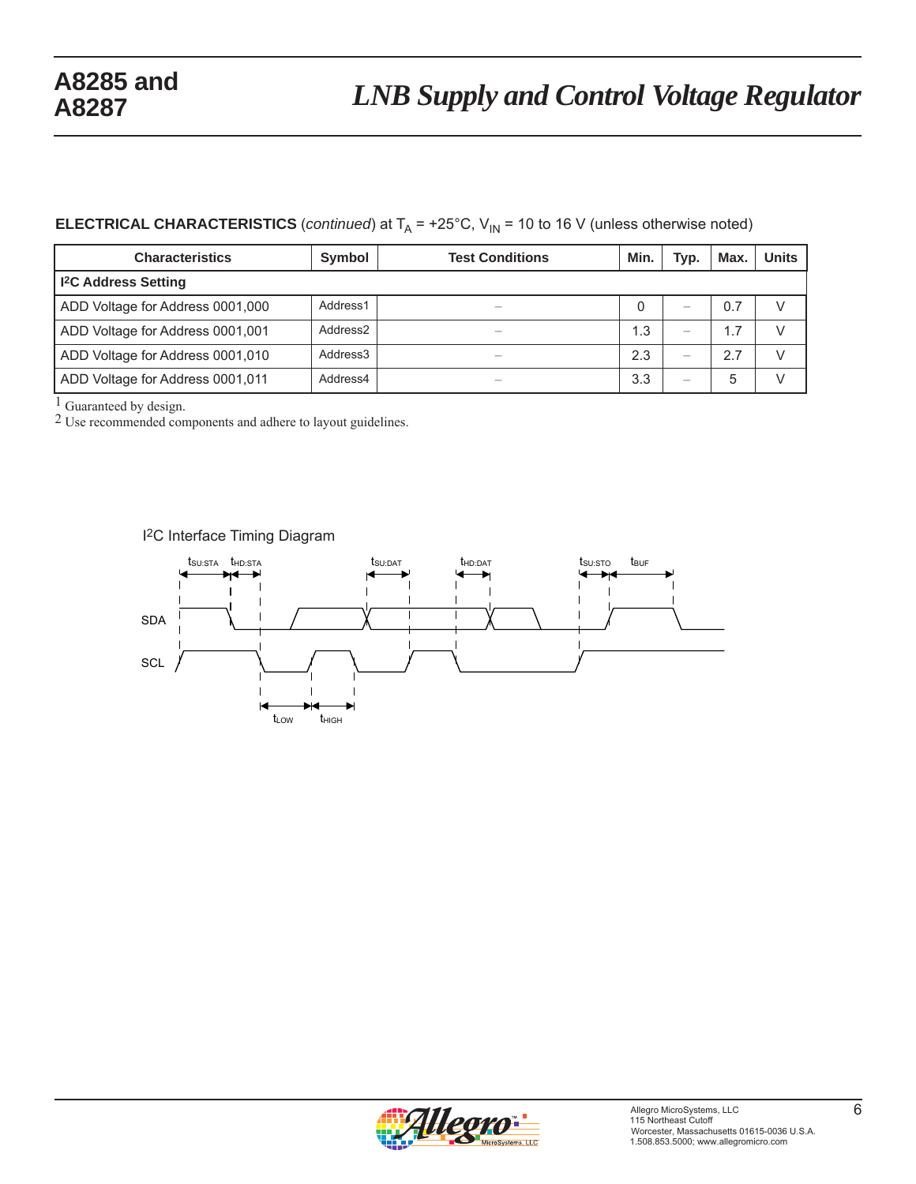## ELECTRICAL CHARACTERISTICS (*continued*) at $T_A$ = +25°C, $V_{IN}$ = 10 to 16 V (unless otherwise noted)

| Characteristics | Symbol | Test Conditions | Min. | Typ. | Max. | Units |
|---|---|---|---|---|---|---|
| **I²C Address Setting** | | | | | | |
| ADD Voltage for Address 0001,000 | Address1 | – | 0 | – | 0.7 | V |
| ADD Voltage for Address 0001,001 | Address2 | – | 1.3 | – | 1.7 | V |
| ADD Voltage for Address 0001,010 | Address3 | – | 2.3 | – | 2.7 | V |
| ADD Voltage for Address 0001,011 | Address4 | – | 3.3 | – | 5 | V |

[1] Guaranteed by design.
[2] Use recommended components and adhere to layout guidelines.

I²C Interface Timing Diagram

$t_{SU:STA}$ $t_{HD:STA}$ $t_{SU:DAT}$ $t_{HD:DAT}$ $t_{SU:STO}$ $t_{BUF}$

SDA

SCL

$t_{LOW}$ $t_{HIGH}$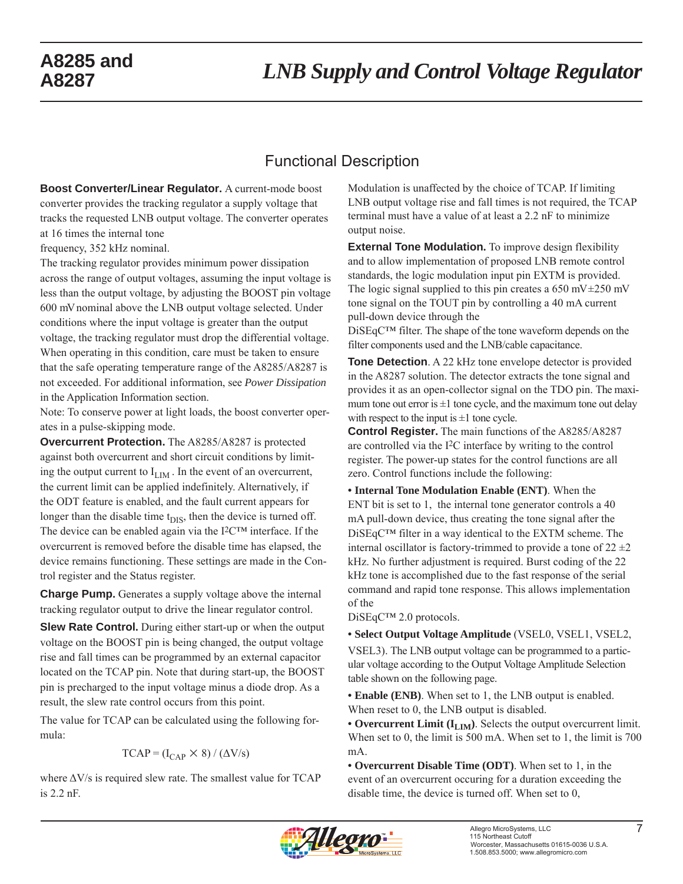## Functional Description

**Boost Converter/Linear Regulator.** A current-mode boost converter provides the tracking regulator a supply voltage that tracks the requested LNB output voltage. The converter operates at 16 times the internal tone frequency, 352 kHz nominal.

The tracking regulator provides minimum power dissipation across the range of output voltages, assuming the input voltage is less than the output voltage, by adjusting the BOOST pin voltage 600 mV nominal above the LNB output voltage selected. Under conditions where the input voltage is greater than the output voltage, the tracking regulator must drop the differential voltage. When operating in this condition, care must be taken to ensure that the safe operating temperature range of the A8285/A8287 is not exceeded. For additional information, see *Power Dissipation* in the Application Information section.

Note: To conserve power at light loads, the boost converter operates in a pulse-skipping mode.

**Overcurrent Protection.** The A8285/A8287 is protected against both overcurrent and short circuit conditions by limiting the output current to $I_{LIM}$. In the event of an overcurrent, the current limit can be applied indefinitely. Alternatively, if the ODT feature is enabled, and the fault current appears for longer than the disable time $t_{DIS}$, then the device is turned off. The device can be enabled again via the I²C™ interface. If the overcurrent is removed before the disable time has elapsed, the device remains functioning. These settings are made in the Control register and the Status register.

**Charge Pump.** Generates a supply voltage above the internal tracking regulator output to drive the linear regulator control.

**Slew Rate Control.** During either start-up or when the output voltage on the BOOST pin is being changed, the output voltage rise and fall times can be programmed by an external capacitor located on the TCAP pin. Note that during start-up, the BOOST pin is precharged to the input voltage minus a diode drop. As a result, the slew rate control occurs from this point.

The value for TCAP can be calculated using the following formula:

$$TCAP = (I_{CAP} \times 8) / (\Delta V/s)$$

where ΔV/s is required slew rate. The smallest value for TCAP is 2.2 nF.

Modulation is unaffected by the choice of TCAP. If limiting LNB output voltage rise and fall times is not required, the TCAP terminal must have a value of at least a 2.2 nF to minimize output noise.

**External Tone Modulation.** To improve design flexibility and to allow implementation of proposed LNB remote control standards, the logic modulation input pin EXTM is provided. The logic signal supplied to this pin creates a 650 mV±250 mV tone signal on the TOUT pin by controlling a 40 mA current pull-down device through the DiSEqC™ filter. The shape of the tone waveform depends on the filter components used and the LNB/cable capacitance.

**Tone Detection**. A 22 kHz tone envelope detector is provided in the A8287 solution. The detector extracts the tone signal and provides it as an open-collector signal on the TDO pin. The maximum tone out error is ±1 tone cycle, and the maximum tone out delay with respect to the input is ±1 tone cycle.

**Control Register.** The main functions of the A8285/A8287 are controlled via the I²C interface by writing to the control register. The power-up states for the control functions are all zero. Control functions include the following:

- **Internal Tone Modulation Enable (ENT)**. When the ENT bit is set to 1, the internal tone generator controls a 40 mA pull-down device, thus creating the tone signal after the DiSEqC™ filter in a way identical to the EXTM scheme. The internal oscillator is factory-trimmed to provide a tone of 22 ±2 kHz. No further adjustment is required. Burst coding of the 22 kHz tone is accomplished due to the fast response of the serial command and rapid tone response. This allows implementation of the DiSEqC™ 2.0 protocols.
- **Select Output Voltage Amplitude** (VSEL0, VSEL1, VSEL2, VSEL3). The LNB output voltage can be programmed to a particular voltage according to the Output Voltage Amplitude Selection table shown on the following page.
- **Enable (ENB)**. When set to 1, the LNB output is enabled. When reset to 0, the LNB output is disabled.
- **Overcurrent Limit ($I_{LIM}$)**. Selects the output overcurrent limit. When set to 0, the limit is 500 mA. When set to 1, the limit is 700 mA.
- **Overcurrent Disable Time (ODT)**. When set to 1, in the event of an overcurrent occuring for a duration exceeding the disable time, the device is turned off. When set to 0,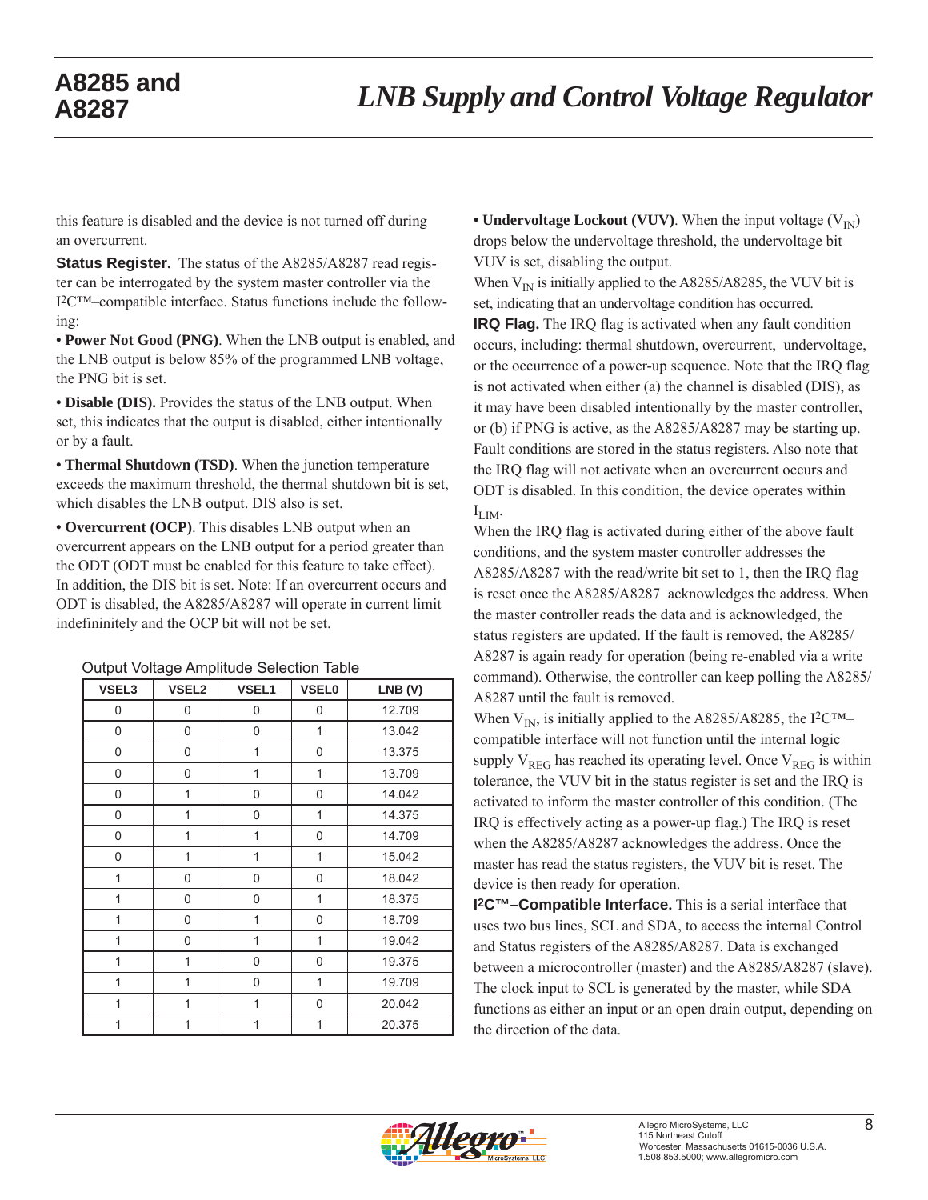this feature is disabled and the device is not turned off during an overcurrent.

**Status Register.** The status of the A8285/A8287 read register can be interrogated by the system master controller via the I2C™–compatible interface. Status functions include the following:

• **Power Not Good (PNG)**. When the LNB output is enabled, and the LNB output is below 85% of the programmed LNB voltage, the PNG bit is set.

• **Disable (DIS).** Provides the status of the LNB output. When set, this indicates that the output is disabled, either intentionally or by a fault.

• **Thermal Shutdown (TSD)**. When the junction temperature exceeds the maximum threshold, the thermal shutdown bit is set, which disables the LNB output. DIS also is set.

• **Overcurrent (OCP)**. This disables LNB output when an overcurrent appears on the LNB output for a period greater than the ODT (ODT must be enabled for this feature to take effect). In addition, the DIS bit is set. Note: If an overcurrent occurs and ODT is disabled, the A8285/A8287 will operate in current limit indefininitely and the OCP bit will not be set.

Output Voltage Amplitude Selection Table

| VSEL3 | VSEL2 | VSEL1 | VSEL0 | LNB (V) |
|---|---|---|---|---|
| 0 | 0 | 0 | 0 | 12.709 |
| 0 | 0 | 0 | 1 | 13.042 |
| 0 | 0 | 1 | 0 | 13.375 |
| 0 | 0 | 1 | 1 | 13.709 |
| 0 | 1 | 0 | 0 | 14.042 |
| 0 | 1 | 0 | 1 | 14.375 |
| 0 | 1 | 1 | 0 | 14.709 |
| 0 | 1 | 1 | 1 | 15.042 |
| 1 | 0 | 0 | 0 | 18.042 |
| 1 | 0 | 0 | 1 | 18.375 |
| 1 | 0 | 1 | 0 | 18.709 |
| 1 | 0 | 1 | 1 | 19.042 |
| 1 | 1 | 0 | 0 | 19.375 |
| 1 | 1 | 0 | 1 | 19.709 |
| 1 | 1 | 1 | 0 | 20.042 |
| 1 | 1 | 1 | 1 | 20.375 |

• **Undervoltage Lockout (VUV)**. When the input voltage ($V_{IN}$) drops below the undervoltage threshold, the undervoltage bit VUV is set, disabling the output.

When $V_{IN}$ is initially applied to the A8285/A8285, the VUV bit is set, indicating that an undervoltage condition has occurred.

**IRQ Flag.** The IRQ flag is activated when any fault condition occurs, including: thermal shutdown, overcurrent, undervoltage, or the occurrence of a power-up sequence. Note that the IRQ flag is not activated when either (a) the channel is disabled (DIS), as it may have been disabled intentionally by the master controller, or (b) if PNG is active, as the A8285/A8287 may be starting up. Fault conditions are stored in the status registers. Also note that the IRQ flag will not activate when an overcurrent occurs and ODT is disabled. In this condition, the device operates within $I_{LIM}$.

When the IRQ flag is activated during either of the above fault conditions, and the system master controller addresses the A8285/A8287 with the read/write bit set to 1, then the IRQ flag is reset once the A8285/A8287 acknowledges the address. When the master controller reads the data and is acknowledged, the status registers are updated. If the fault is removed, the A8285/A8287 is again ready for operation (being re-enabled via a write command). Otherwise, the controller can keep polling the A8285/A8287 until the fault is removed.

When $V_{IN}$, is initially applied to the A8285/A8285, the I2C™–compatible interface will not function until the internal logic supply $V_{REG}$ has reached its operating level. Once $V_{REG}$ is within tolerance, the VUV bit in the status register is set and the IRQ is activated to inform the master controller of this condition. (The IRQ is effectively acting as a power-up flag.) The IRQ is reset when the A8285/A8287 acknowledges the address. Once the master has read the status registers, the VUV bit is reset. The device is then ready for operation.

**I2C™–Compatible Interface.** This is a serial interface that uses two bus lines, SCL and SDA, to access the internal Control and Status registers of the A8285/A8287. Data is exchanged between a microcontroller (master) and the A8285/A8287 (slave). The clock input to SCL is generated by the master, while SDA functions as either an input or an open drain output, depending on the direction of the data.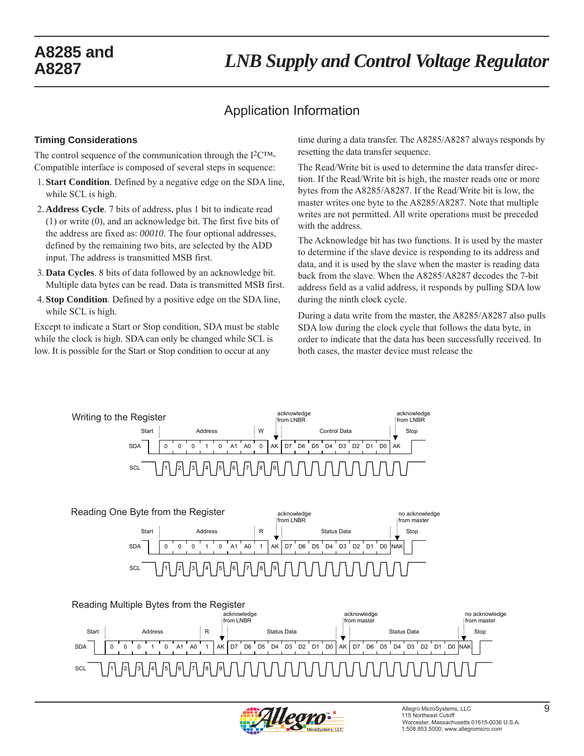## Application Information

### Timing Considerations

The control sequence of the communication through the I2C™-Compatible interface is composed of several steps in sequence:

1. **Start Condition**. Defined by a negative edge on the SDA line, while SCL is high.
2. **Address Cycle**. 7 bits of address, plus 1 bit to indicate read (1) or write (0), and an acknowledge bit. The first five bits of the address are fixed as: *00010*. The four optional addresses, defined by the remaining two bits, are selected by the ADD input. The address is transmitted MSB first.
3. **Data Cycles**. 8 bits of data followed by an acknowledge bit. Multiple data bytes can be read. Data is transmitted MSB first.
4. **Stop Condition**. Defined by a positive edge on the SDA line, while SCL is high.

Except to indicate a Start or Stop condition, SDA must be stable while the clock is high. SDA can only be changed while SCL is low. It is possible for the Start or Stop condition to occur at any time during a data transfer. The A8285/A8287 always responds by resetting the data transfer sequence.

The Read/Write bit is used to determine the data transfer direction. If the Read/Write bit is high, the master reads one or more bytes from the A8285/A8287. If the Read/Write bit is low, the master writes one byte to the A8285/A8287. Note that multiple writes are not permitted. All write operations must be preceded with the address.

The Acknowledge bit has two functions. It is used by the master to determine if the slave device is responding to its address and data, and it is used by the slave when the master is reading data back from the slave. When the A8285/A8287 decodes the 7-bit address field as a valid address, it responds by pulling SDA low during the ninth clock cycle.

During a data write from the master, the A8285/A8287 also pulls SDA low during the clock cycle that follows the data byte, in order to indicate that the data has been successfully received. In both cases, the master device must release the

**Writing to the Register**

| | Start | Address | | | | | | | W | acknowledge from LNBR | Control Data | | | | | | | | acknowledge from LNBR | Stop |
|---|---|---|---|---|---|---|---|---|---|---|---|---|---|---|---|---|---|---|---|---|
| SDA | | 0 | 0 | 0 | 1 | 0 | A1 | A0 | 0 | AK | D7 | D6 | D5 | D4 | D3 | D2 | D1 | D0 | AK | |
| SCL | | 1 | 2 | 3 | 4 | 5 | 6 | 7 | 8 | 9 | | | | | | | | | | |

**Reading One Byte from the Register**

| | Start | Address | | | | | | | R | acknowledge from LNBR | Status Data | | | | | | | | no acknowledge from master | Stop |
|---|---|---|---|---|---|---|---|---|---|---|---|---|---|---|---|---|---|---|---|---|
| SDA | | 0 | 0 | 0 | 1 | 0 | A1 | A0 | 1 | AK | D7 | D6 | D5 | D4 | D3 | D2 | D1 | D0 | NAK | |
| SCL | | 1 | 2 | 3 | 4 | 5 | 6 | 7 | 8 | 9 | | | | | | | | | | |

**Reading Multiple Bytes from the Register**

| | Start | Address | | | | | | | R | acknowledge from LNBR | Status Data | | | | | | | | acknowledge from master | Status Data | | | | | | | | no acknowledge from master | Stop |
|---|---|---|---|---|---|---|---|---|---|---|---|---|---|---|---|---|---|---|---|---|---|---|---|---|---|---|---|---|---|
| SDA | | 0 | 0 | 0 | 1 | 0 | A1 | A0 | 1 | AK | D7 | D6 | D5 | D4 | D3 | D2 | D1 | D0 | AK | D7 | D6 | D5 | D4 | D3 | D2 | D1 | D0 | NAK | |
| SCL | | 1 | 2 | 3 | 4 | 5 | 6 | 7 | 8 | 9 | | | | | | | | | | | | | | | | | | | |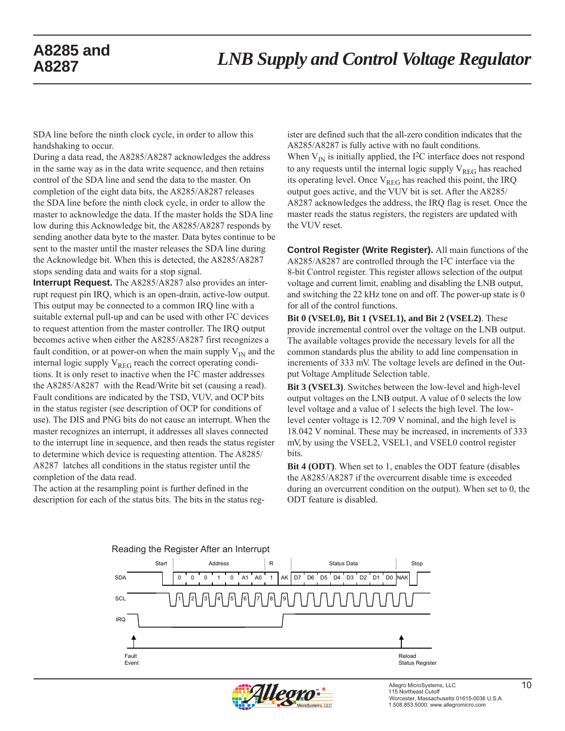SDA line before the ninth clock cycle, in order to allow this handshaking to occur.

During a data read, the A8285/A8287 acknowledges the address in the same way as in the data write sequence, and then retains control of the SDA line and send the data to the master. On completion of the eight data bits, the A8285/A8287 releases the SDA line before the ninth clock cycle, in order to allow the master to acknowledge the data. If the master holds the SDA line low during this Acknowledge bit, the A8285/A8287 responds by sending another data byte to the master. Data bytes continue to be sent to the master until the master releases the SDA line during the Acknowledge bit. When this is detected, the A8285/A8287 stops sending data and waits for a stop signal.

**Interrupt Request.** The A8285/A8287 also provides an interrupt request pin IRQ, which is an open-drain, active-low output. This output may be connected to a common IRQ line with a suitable external pull-up and can be used with other I2C devices to request attention from the master controller. The IRQ output becomes active when either the A8285/A8287 first recognizes a fault condition, or at power-on when the main supply $V_{IN}$ and the internal logic supply $V_{REG}$ reach the correct operating conditions. It is only reset to inactive when the I2C master addresses the A8285/A8287 with the Read/Write bit set (causing a read). Fault conditions are indicated by the TSD, VUV, and OCP bits in the status register (see description of OCP for conditions of use). The DIS and PNG bits do not cause an interrupt. When the master recognizes an interrupt, it addresses all slaves connected to the interrupt line in sequence, and then reads the status register to determine which device is requesting attention. The A8285/A8287 latches all conditions in the status register until the completion of the data read.

The action at the resampling point is further defined in the description for each of the status bits. The bits in the status register are defined such that the all-zero condition indicates that the A8285/A8287 is fully active with no fault conditions.

When $V_{IN}$ is initially applied, the I2C interface does not respond to any requests until the internal logic supply $V_{REG}$ has reached its operating level. Once $V_{REG}$ has reached this point, the IRQ output goes active, and the VUV bit is set. After the A8285/A8287 acknowledges the address, the IRQ flag is reset. Once the master reads the status registers, the registers are updated with the VUV reset.

**Control Register (Write Register).** All main functions of the A8285/A8287 are controlled through the I2C interface via the 8-bit Control register. This register allows selection of the output voltage and current limit, enabling and disabling the LNB output, and switching the 22 kHz tone on and off. The power-up state is 0 for all of the control functions.

**Bit 0 (VSEL0), Bit 1 (VSEL1), and Bit 2 (VSEL2)**. These provide incremental control over the voltage on the LNB output. The available voltages provide the necessary levels for all the common standards plus the ability to add line compensation in increments of 333 mV. The voltage levels are defined in the Output Voltage Amplitude Selection table.

**Bit 3 (VSEL3)**. Switches between the low-level and high-level output voltages on the LNB output. A value of 0 selects the low level voltage and a value of 1 selects the high level. The low-level center voltage is 12.709 V nominal, and the high level is 18.042 V nominal. These may be increased, in increments of 333 mV, by using the VSEL2, VSEL1, and VSEL0 control register bits.

**Bit 4 (ODT)**. When set to 1, enables the ODT feature (disables the A8285/A8287 if the overcurrent disable time is exceeded during an overcurrent condition on the output). When set to 0, the ODT feature is disabled.

Reading the Register After an Interrupt

Start | Address: 0 0 0 1 0 A1 A0 | R: 1 | AK | Status Data: D7 D6 D5 D4 D3 D2 D1 D0 | NAK | Stop

SDA, SCL, IRQ

Fault Event — Reload Status Register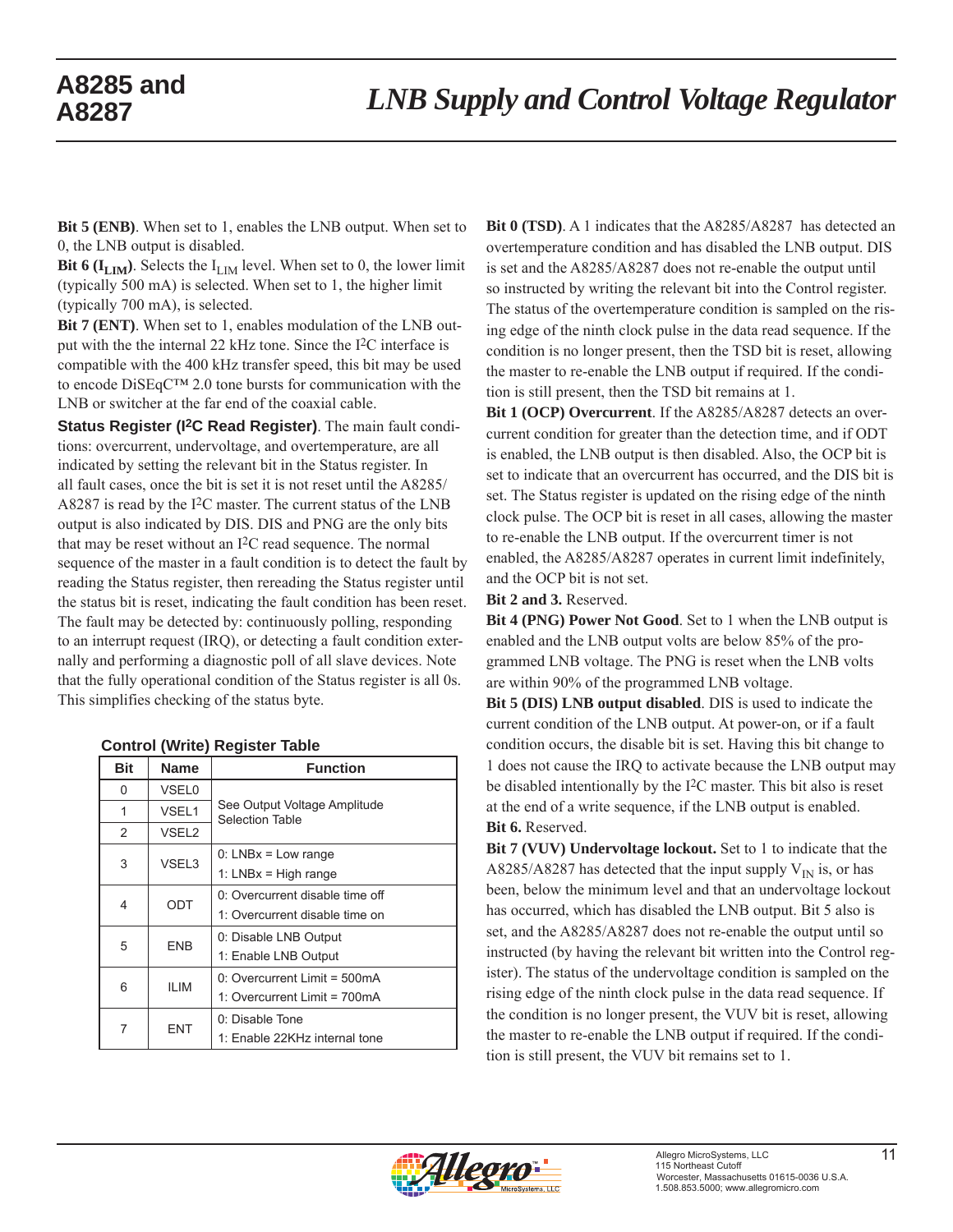**Bit 5 (ENB)**. When set to 1, enables the LNB output. When set to 0, the LNB output is disabled.

**Bit 6 ($I_{LIM}$)**. Selects the $I_{LIM}$ level. When set to 0, the lower limit (typically 500 mA) is selected. When set to 1, the higher limit (typically 700 mA), is selected.

**Bit 7 (ENT)**. When set to 1, enables modulation of the LNB output with the the internal 22 kHz tone. Since the I²C interface is compatible with the 400 kHz transfer speed, this bit may be used to encode DiSEqC™ 2.0 tone bursts for communication with the LNB or switcher at the far end of the coaxial cable.

**Status Register (I²C Read Register)**. The main fault conditions: overcurrent, undervoltage, and overtemperature, are all indicated by setting the relevant bit in the Status register. In all fault cases, once the bit is set it is not reset until the A8285/A8287 is read by the I²C master. The current status of the LNB output is also indicated by DIS. DIS and PNG are the only bits that may be reset without an I²C read sequence. The normal sequence of the master in a fault condition is to detect the fault by reading the Status register, then rereading the Status register until the status bit is reset, indicating the fault condition has been reset. The fault may be detected by: continuously polling, responding to an interrupt request (IRQ), or detecting a fault condition externally and performing a diagnostic poll of all slave devices. Note that the fully operational condition of the Status register is all 0s. This simplifies checking of the status byte.

**Control (Write) Register Table**

| Bit | Name | Function |
|---|---|---|
| 0 | VSEL0 | See Output Voltage Amplitude Selection Table |
| 1 | VSEL1 | |
| 2 | VSEL2 | |
| 3 | VSEL3 | 0: LNBx = Low range<br>1: LNBx = High range |
| 4 | ODT | 0: Overcurrent disable time off<br>1: Overcurrent disable time on |
| 5 | ENB | 0: Disable LNB Output<br>1: Enable LNB Output |
| 6 | ILIM | 0: Overcurrent Limit = 500mA<br>1: Overcurrent Limit = 700mA |
| 7 | ENT | 0: Disable Tone<br>1: Enable 22KHz internal tone |

**Bit 0 (TSD)**. A 1 indicates that the A8285/A8287 has detected an overtemperature condition and has disabled the LNB output. DIS is set and the A8285/A8287 does not re-enable the output until so instructed by writing the relevant bit into the Control register. The status of the overtemperature condition is sampled on the rising edge of the ninth clock pulse in the data read sequence. If the condition is no longer present, then the TSD bit is reset, allowing the master to re-enable the LNB output if required. If the condition is still present, then the TSD bit remains at 1.

**Bit 1 (OCP) Overcurrent**. If the A8285/A8287 detects an overcurrent condition for greater than the detection time, and if ODT is enabled, the LNB output is then disabled. Also, the OCP bit is set to indicate that an overcurrent has occurred, and the DIS bit is set. The Status register is updated on the rising edge of the ninth clock pulse. The OCP bit is reset in all cases, allowing the master to re-enable the LNB output. If the overcurrent timer is not enabled, the A8285/A8287 operates in current limit indefinitely, and the OCP bit is not set.

**Bit 2 and 3.** Reserved.

**Bit 4 (PNG) Power Not Good**. Set to 1 when the LNB output is enabled and the LNB output volts are below 85% of the programmed LNB voltage. The PNG is reset when the LNB volts are within 90% of the programmed LNB voltage.

**Bit 5 (DIS) LNB output disabled**. DIS is used to indicate the current condition of the LNB output. At power-on, or if a fault condition occurs, the disable bit is set. Having this bit change to 1 does not cause the IRQ to activate because the LNB output may be disabled intentionally by the I²C master. This bit also is reset at the end of a write sequence, if the LNB output is enabled.

**Bit 6.** Reserved.

**Bit 7 (VUV) Undervoltage lockout.** Set to 1 to indicate that the A8285/A8287 has detected that the input supply $V_{IN}$ is, or has been, below the minimum level and that an undervoltage lockout has occurred, which has disabled the LNB output. Bit 5 also is set, and the A8285/A8287 does not re-enable the output until so instructed (by having the relevant bit written into the Control register). The status of the undervoltage condition is sampled on the rising edge of the ninth clock pulse in the data read sequence. If the condition is no longer present, the VUV bit is reset, allowing the master to re-enable the LNB output if required. If the condition is still present, the VUV bit remains set to 1.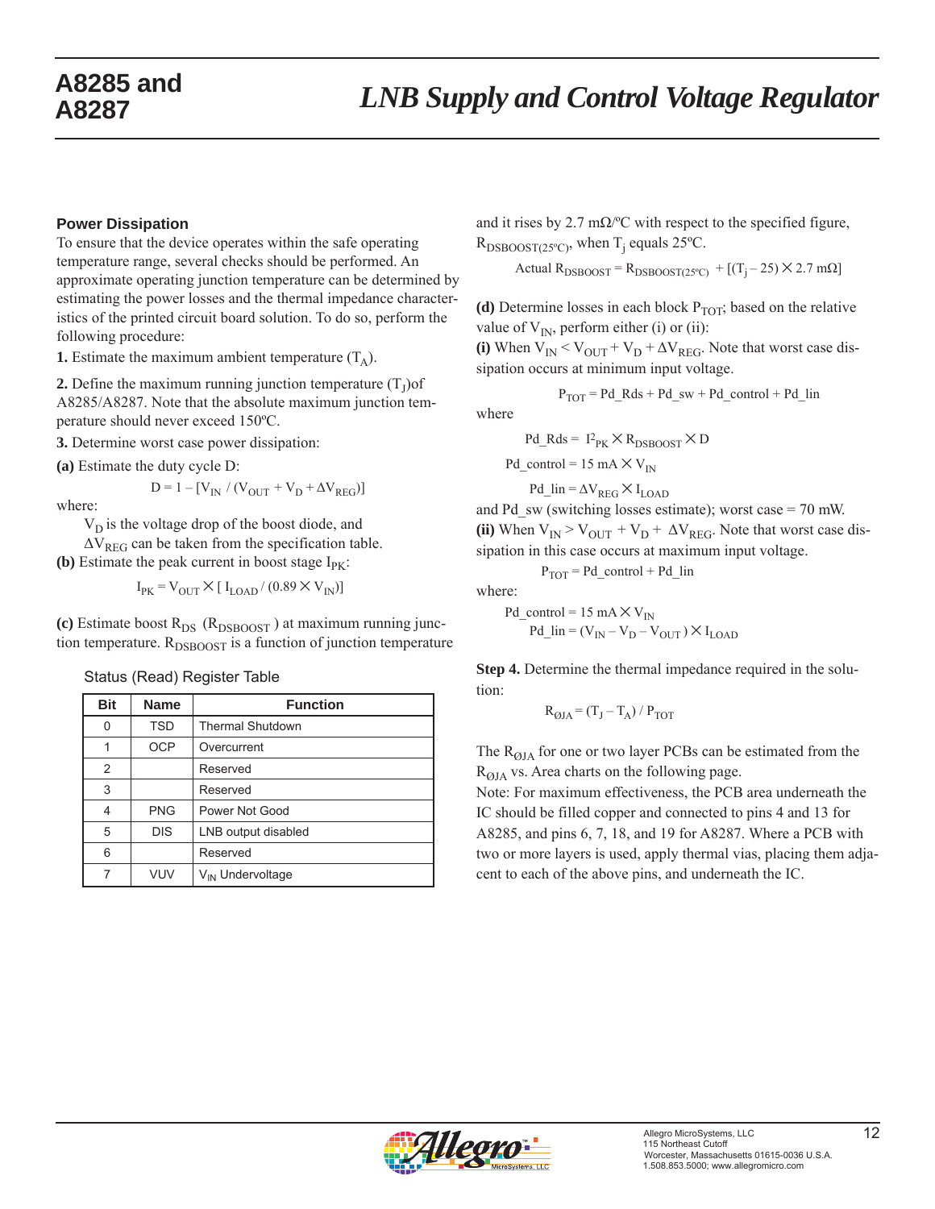## Power Dissipation

To ensure that the device operates within the safe operating temperature range, several checks should be performed. An approximate operating junction temperature can be determined by estimating the power losses and the thermal impedance characteristics of the printed circuit board solution. To do so, perform the following procedure:

**1.** Estimate the maximum ambient temperature ($T_A$).

**2.** Define the maximum running junction temperature ($T_J$)of A8285/A8287. Note that the absolute maximum junction temperature should never exceed 150ºC.

**3.** Determine worst case power dissipation:

**(a)** Estimate the duty cycle D:

$$D = 1 - [V_{IN} / (V_{OUT} + V_D + \Delta V_{REG})]$$

where:

$V_D$ is the voltage drop of the boost diode, and $\Delta V_{REG}$ can be taken from the specification table.

**(b)** Estimate the peak current in boost stage $I_{PK}$:

$$I_{PK} = V_{OUT} \times [\, I_{LOAD} / (0.89 \times V_{IN})]$$

**(c)** Estimate boost $R_{DS}$ ($R_{DSBOOST}$) at maximum running junction temperature. $R_{DSBOOST}$ is a function of junction temperature and it rises by 2.7 mΩ/ºC with respect to the specified figure, $R_{DSBOOST(25ºC)}$, when $T_j$ equals 25ºC.

$$\text{Actual } R_{DSBOOST} = R_{DSBOOST(25ºC)} + [(T_j - 25) \times 2.7 \text{ m}\Omega]$$

**(d)** Determine losses in each block $P_{TOT}$; based on the relative value of $V_{IN}$, perform either (i) or (ii):

**(i)** When $V_{IN} < V_{OUT} + V_D + \Delta V_{REG}$. Note that worst case dissipation occurs at minimum input voltage.

$$P_{TOT} = Pd\_Rds + Pd\_sw + Pd\_control + Pd\_lin$$

where

$$Pd\_Rds = I^2_{PK} \times R_{DSBOOST} \times D$$

$$Pd\_control = 15 \text{ mA} \times V_{IN}$$

$$Pd\_lin = \Delta V_{REG} \times I_{LOAD}$$

and Pd_sw (switching losses estimate); worst case = 70 mW.

**(ii)** When $V_{IN} > V_{OUT} + V_D + \Delta V_{REG}$. Note that worst case dissipation in this case occurs at maximum input voltage.

$$P_{TOT} = Pd\_control + Pd\_lin$$

where:

$$Pd\_control = 15 \text{ mA} \times V_{IN}$$

$$Pd\_lin = (V_{IN} - V_D - V_{OUT}) \times I_{LOAD}$$

**Step 4.** Determine the thermal impedance required in the solution:

$$R_{\theta JA} = (T_J - T_A) / P_{TOT}$$

The $R_{\theta JA}$ for one or two layer PCBs can be estimated from the $R_{\theta JA}$ vs. Area charts on the following page.

Note: For maximum effectiveness, the PCB area underneath the IC should be filled copper and connected to pins 4 and 13 for A8285, and pins 6, 7, 18, and 19 for A8287. Where a PCB with two or more layers is used, apply thermal vias, placing them adjacent to each of the above pins, and underneath the IC.

### Status (Read) Register Table

| Bit | Name | Function |
|---|---|---|
| 0 | TSD | Thermal Shutdown |
| 1 | OCP | Overcurrent |
| 2 | | Reserved |
| 3 | | Reserved |
| 4 | PNG | Power Not Good |
| 5 | DIS | LNB output disabled |
| 6 | | Reserved |
| 7 | VUV | $V_{IN}$ Undervoltage |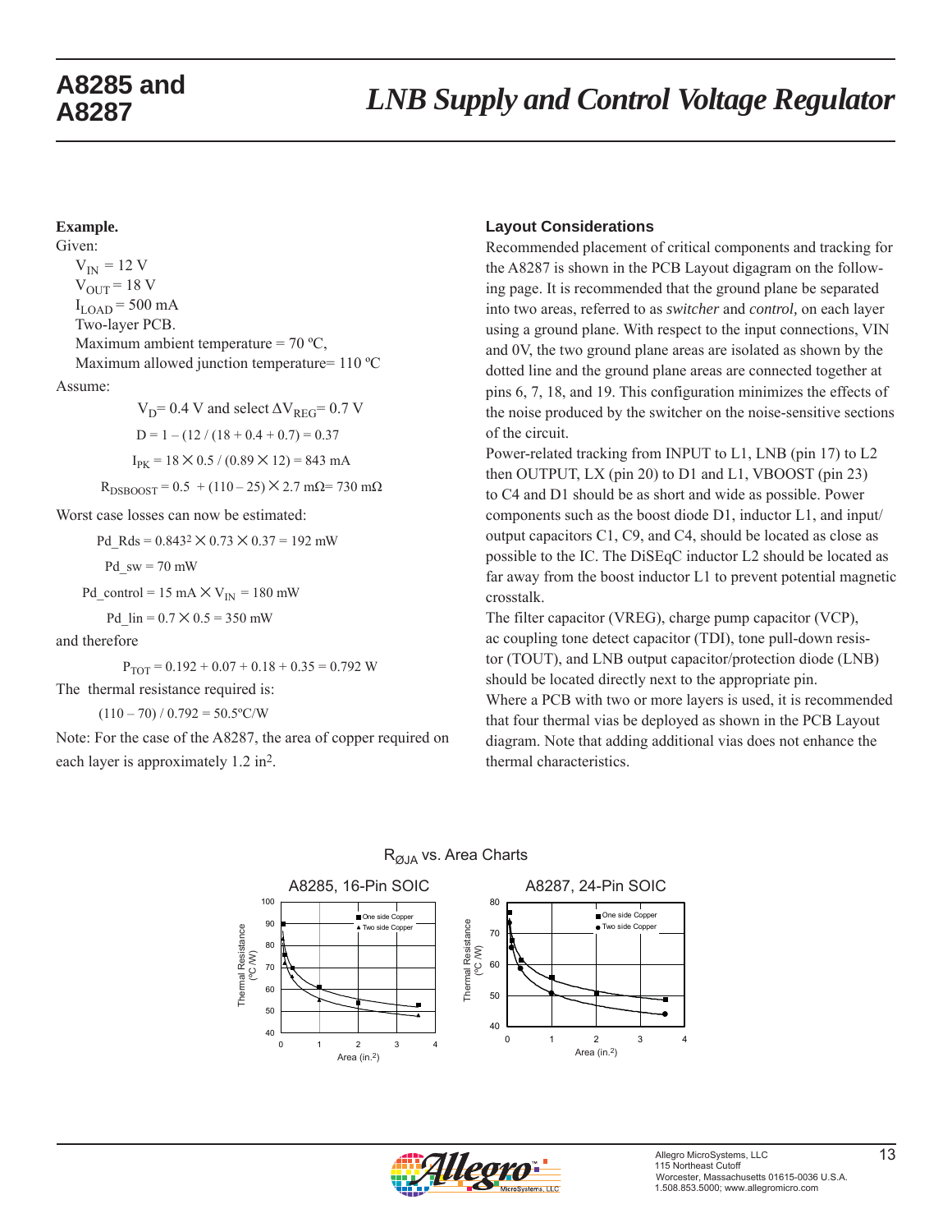**Example.**

Given:

$V_{IN}$ = 12 V
$V_{OUT}$ = 18 V
$I_{LOAD}$ = 500 mA
Two-layer PCB.
Maximum ambient temperature = 70 ºC,
Maximum allowed junction temperature= 110 ºC

Assume:

$V_D$= 0.4 V and select $\Delta V_{REG}$= 0.7 V

$$D = 1 - (12 / (18 + 0.4 + 0.7) = 0.37$$

$$I_{PK} = 18 \times 0.5 / (0.89 \times 12) = 843 \text{ mA}$$

$$R_{DSBOOST} = 0.5 + (110 - 25) \times 2.7 \text{ m}\Omega = 730 \text{ m}\Omega$$

Worst case losses can now be estimated:

$$Pd\_Rds = 0.843^2 \times 0.73 \times 0.37 = 192 \text{ mW}$$

$$Pd\_sw = 70 \text{ mW}$$

$$Pd\_control = 15 \text{ mA} \times V_{IN} = 180 \text{ mW}$$

$$Pd\_lin = 0.7 \times 0.5 = 350 \text{ mW}$$

and therefore

$$P_{TOT} = 0.192 + 0.07 + 0.18 + 0.35 = 0.792 \text{ W}$$

The thermal resistance required is:

$$(110 - 70) / 0.792 = 50.5 \text{ºC/W}$$

Note: For the case of the A8287, the area of copper required on each layer is approximately 1.2 in$^2$.

### Layout Considerations

Recommended placement of critical components and tracking for the A8287 is shown in the PCB Layout digagram on the following page. It is recommended that the ground plane be separated into two areas, referred to as *switcher* and *control,* on each layer using a ground plane. With respect to the input connections, VIN and 0V, the two ground plane areas are isolated as shown by the dotted line and the ground plane areas are connected together at pins 6, 7, 18, and 19. This configuration minimizes the effects of the noise produced by the switcher on the noise-sensitive sections of the circuit.

Power-related tracking from INPUT to L1, LNB (pin 17) to L2 then OUTPUT, LX (pin 20) to D1 and L1, VBOOST (pin 23) to C4 and D1 should be as short and wide as possible. Power components such as the boost diode D1, inductor L1, and input/output capacitors C1, C9, and C4, should be located as close as possible to the IC. The DiSEqC inductor L2 should be located as far away from the boost inductor L1 to prevent potential magnetic crosstalk.

The filter capacitor (VREG), charge pump capacitor (VCP), ac coupling tone detect capacitor (TDI), tone pull-down resistor (TOUT), and LNB output capacitor/protection diode (LNB) should be located directly next to the appropriate pin.

Where a PCB with two or more layers is used, it is recommended that four thermal vias be deployed as shown in the PCB Layout diagram. Note that adding additional vias does not enhance the thermal characteristics.

$R_{\theta JA}$ vs. Area Charts

A8285, 16-Pin SOIC — Thermal Resistance (ºC/W) vs. Area (in.$^2$); One side Copper, Two side Copper

A8287, 24-Pin SOIC — Thermal Resistance (ºC/W) vs. Area (in.$^2$); One side Copper, Two side Copper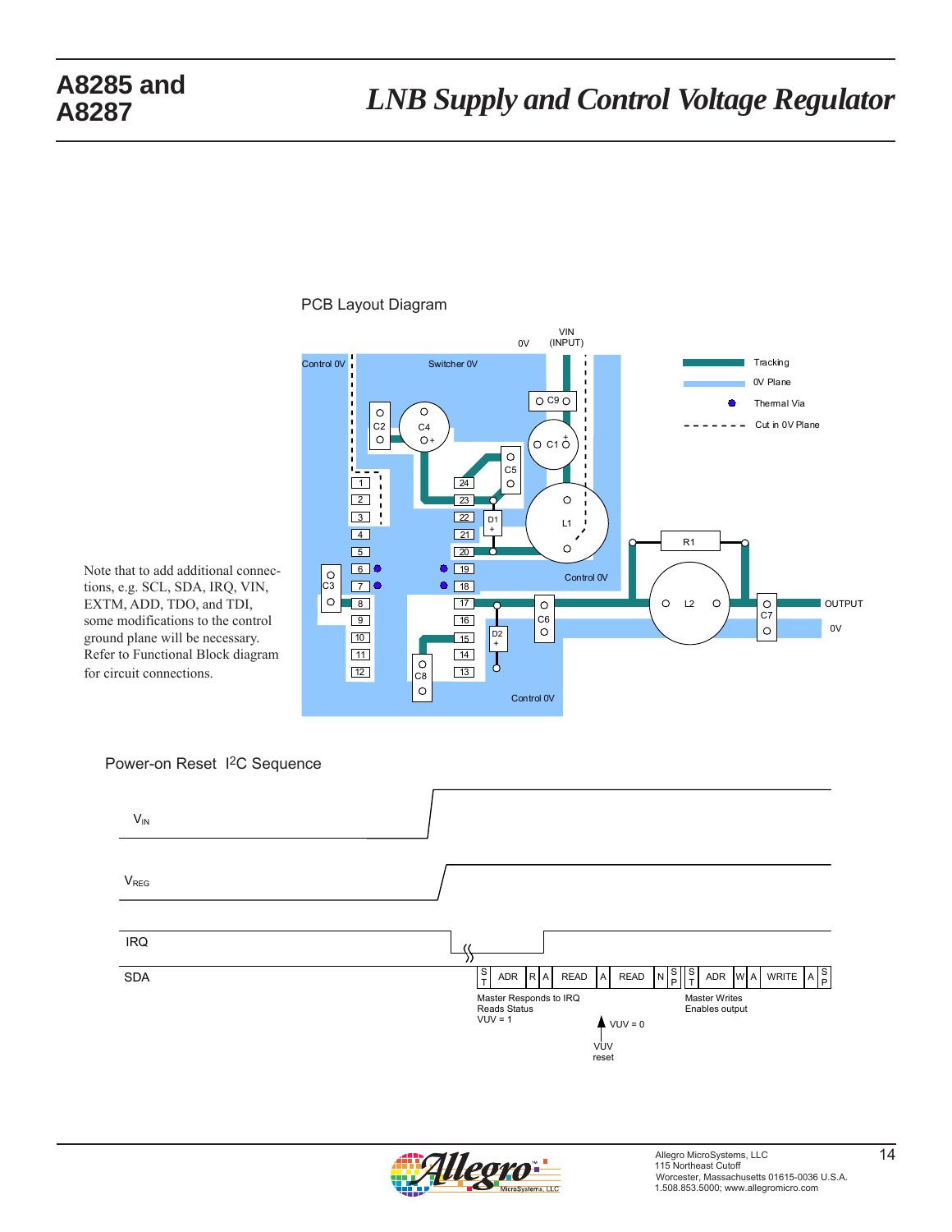PCB Layout Diagram

Note that to add additional connections, e.g. SCL, SDA, IRQ, VIN, EXTM, ADD, TDO, and TDI, some modifications to the control ground plane will be necessary. Refer to Functional Block diagram for circuit connections.

Power-on Reset I2C Sequence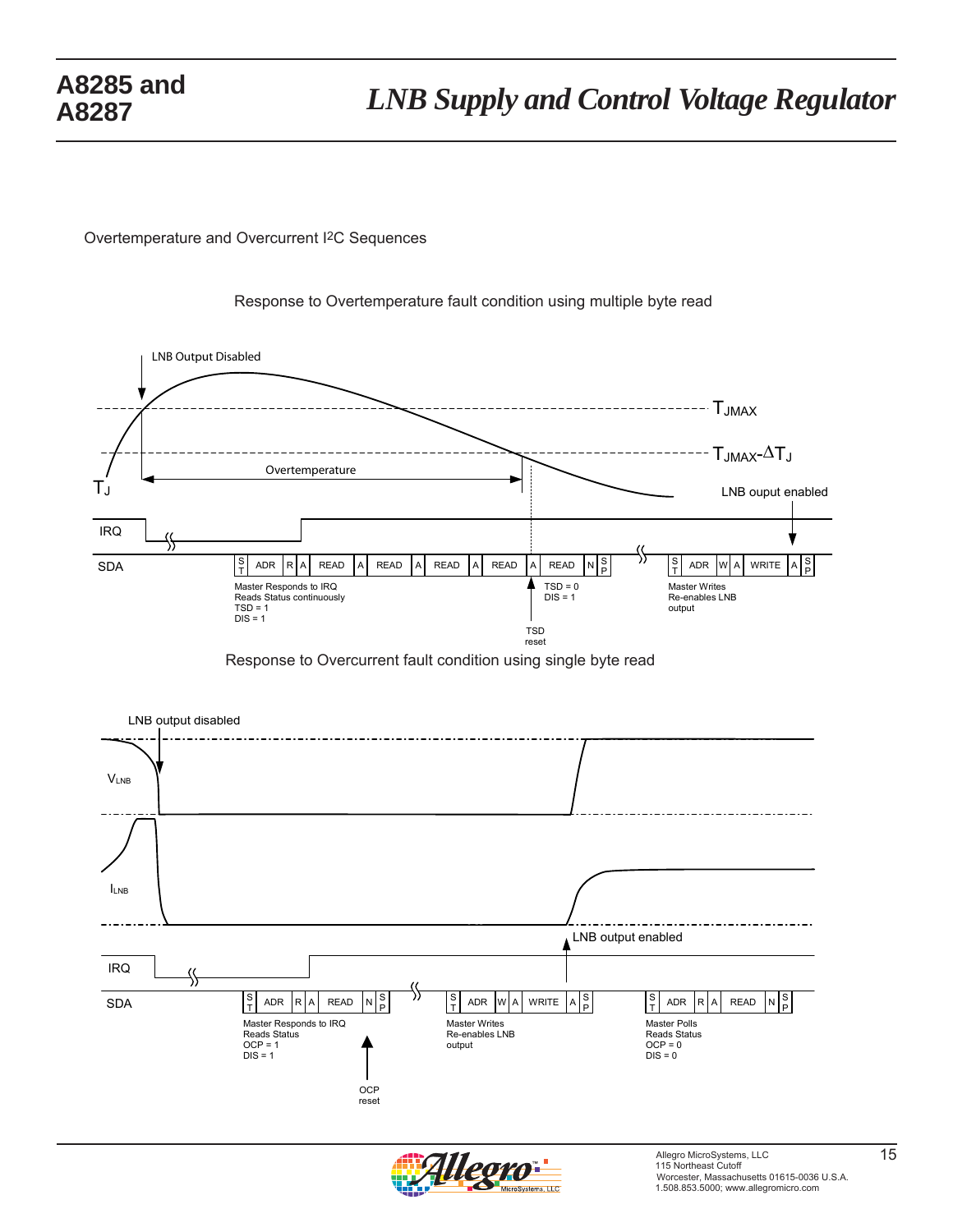Overtemperature and Overcurrent I2C Sequences

Response to Overtemperature fault condition using multiple byte read

LNB Output Disabled

$T_{JMAX}$

$T_{JMAX}$-$\Delta T_J$

Overtemperature

$T_J$

LNB ouput enabled

IRQ

SDA

| S T | ADR | R | A | READ | A | READ | A | READ | A | READ | A | READ | N | S P |
|---|---|---|---|---|---|---|---|---|---|---|---|---|---|---|

| S T | ADR | W | A | WRITE | A | S P |
|---|---|---|---|---|---|---|

Master Responds to IRQ
Reads Status continuously
TSD = 1
DIS = 1

TSD = 0
DIS = 1

TSD reset

Master Writes
Re-enables LNB
output

Response to Overcurrent fault condition using single byte read

LNB output disabled

$V_{LNB}$

$I_{LNB}$

LNB output enabled

IRQ

SDA

| S T | ADR | R | A | READ | N | S P |
|---|---|---|---|---|---|---|

| S T | ADR | W | A | WRITE | A | S P |
|---|---|---|---|---|---|---|

| S T | ADR | R | A | READ | N | S P |
|---|---|---|---|---|---|---|

Master Responds to IRQ
Reads Status
OCP = 1
DIS = 1

OCP reset

Master Writes
Re-enables LNB
output

Master Polls
Reads Status
OCP = 0
DIS = 0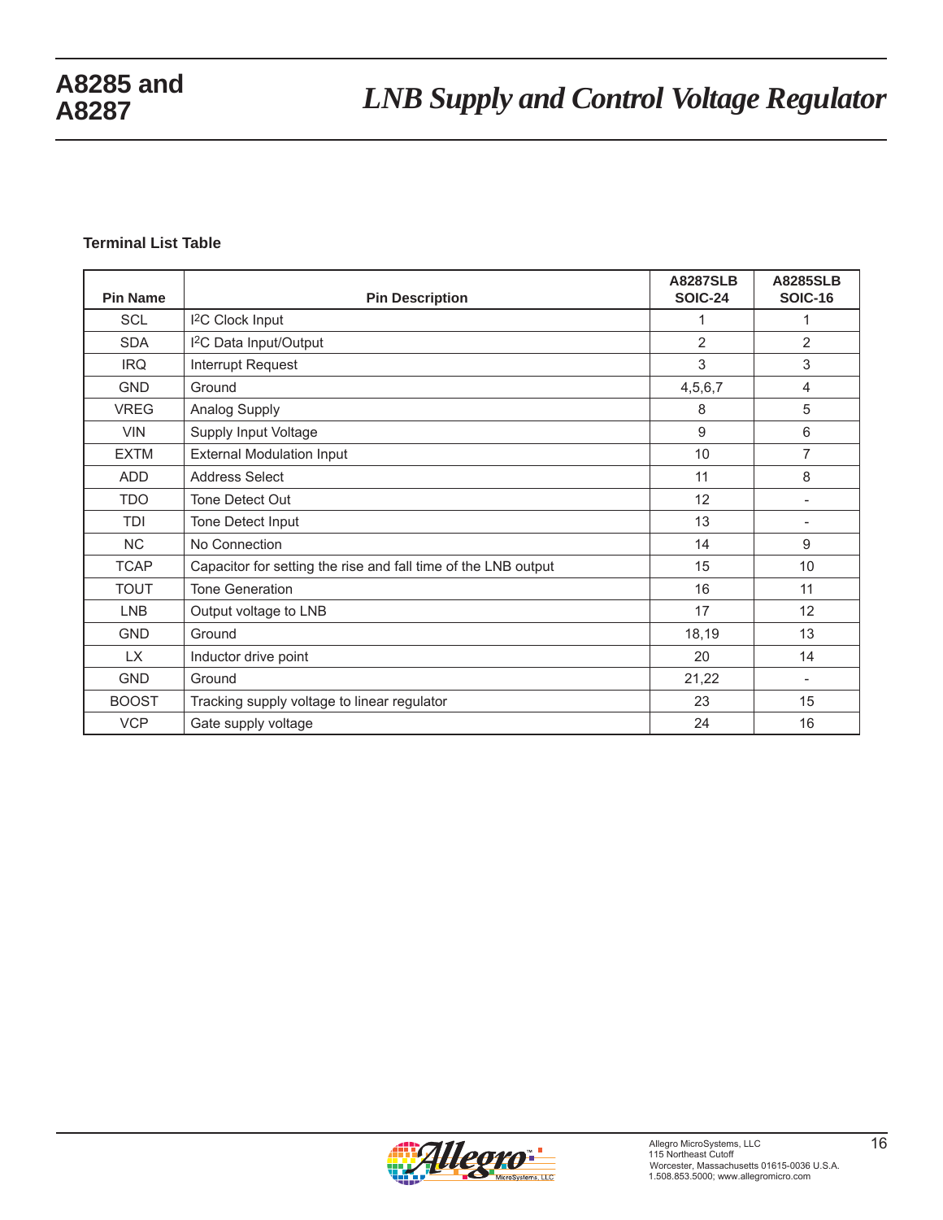### Terminal List Table

| Pin Name | Pin Description | A8287SLB SOIC-24 | A8285SLB SOIC-16 |
|---|---|---|---|
| SCL | I2C Clock Input | 1 | 1 |
| SDA | I2C Data Input/Output | 2 | 2 |
| IRQ | Interrupt Request | 3 | 3 |
| GND | Ground | 4,5,6,7 | 4 |
| VREG | Analog Supply | 8 | 5 |
| VIN | Supply Input Voltage | 9 | 6 |
| EXTM | External Modulation Input | 10 | 7 |
| ADD | Address Select | 11 | 8 |
| TDO | Tone Detect Out | 12 | - |
| TDI | Tone Detect Input | 13 | - |
| NC | No Connection | 14 | 9 |
| TCAP | Capacitor for setting the rise and fall time of the LNB output | 15 | 10 |
| TOUT | Tone Generation | 16 | 11 |
| LNB | Output voltage to LNB | 17 | 12 |
| GND | Ground | 18,19 | 13 |
| LX | Inductor drive point | 20 | 14 |
| GND | Ground | 21,22 | - |
| BOOST | Tracking supply voltage to linear regulator | 23 | 15 |
| VCP | Gate supply voltage | 24 | 16 |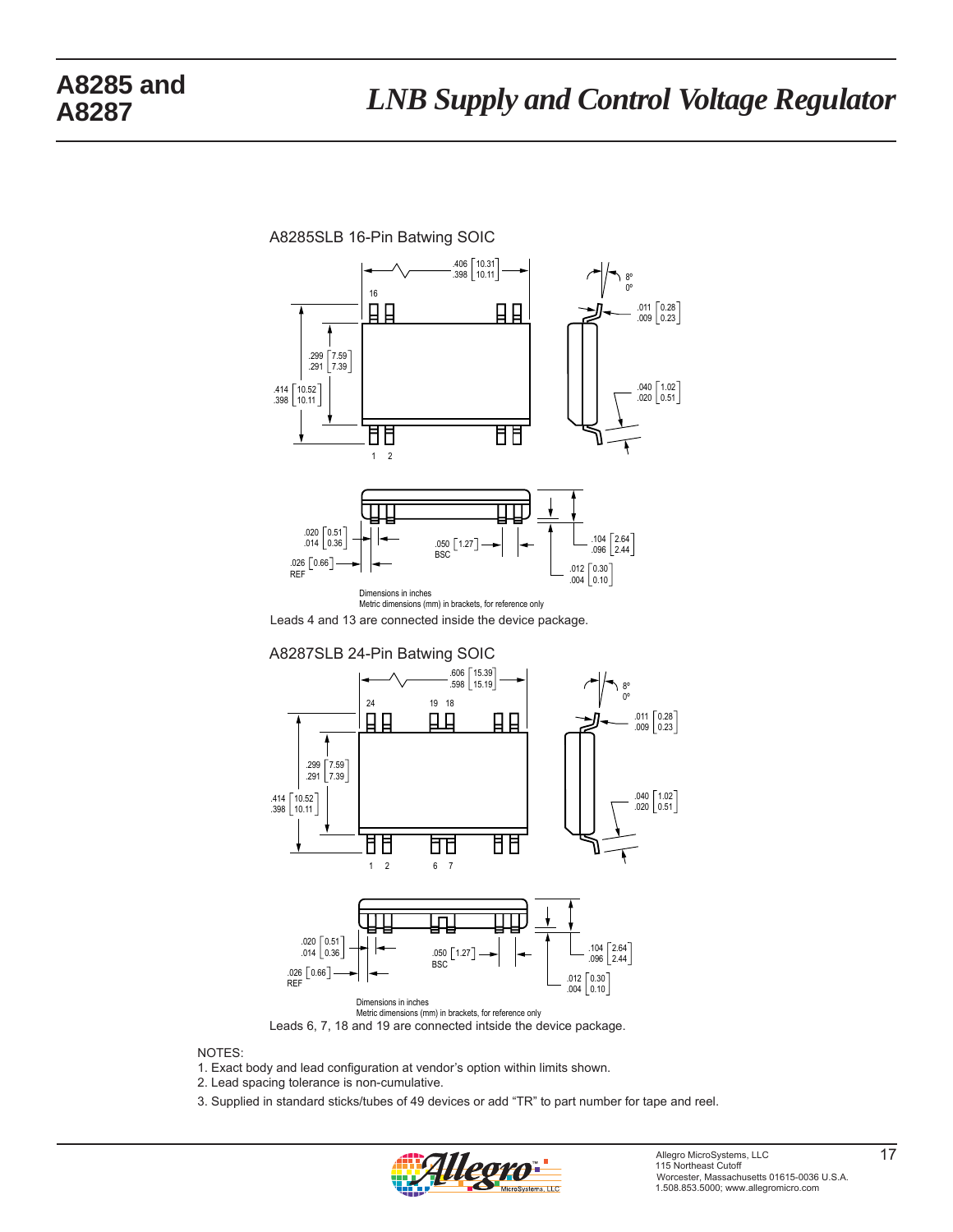## A8285SLB 16-Pin Batwing SOIC

Dimensions in inches
Metric dimensions (mm) in brackets, for reference only

Leads 4 and 13 are connected inside the device package.

## A8287SLB 24-Pin Batwing SOIC

Dimensions in inches
Metric dimensions (mm) in brackets, for reference only

Leads 6, 7, 18 and 19 are connected intside the device package.

NOTES:

1. Exact body and lead configuration at vendor's option within limits shown.
2. Lead spacing tolerance is non-cumulative.
3. Supplied in standard sticks/tubes of 49 devices or add "TR" to part number for tape and reel.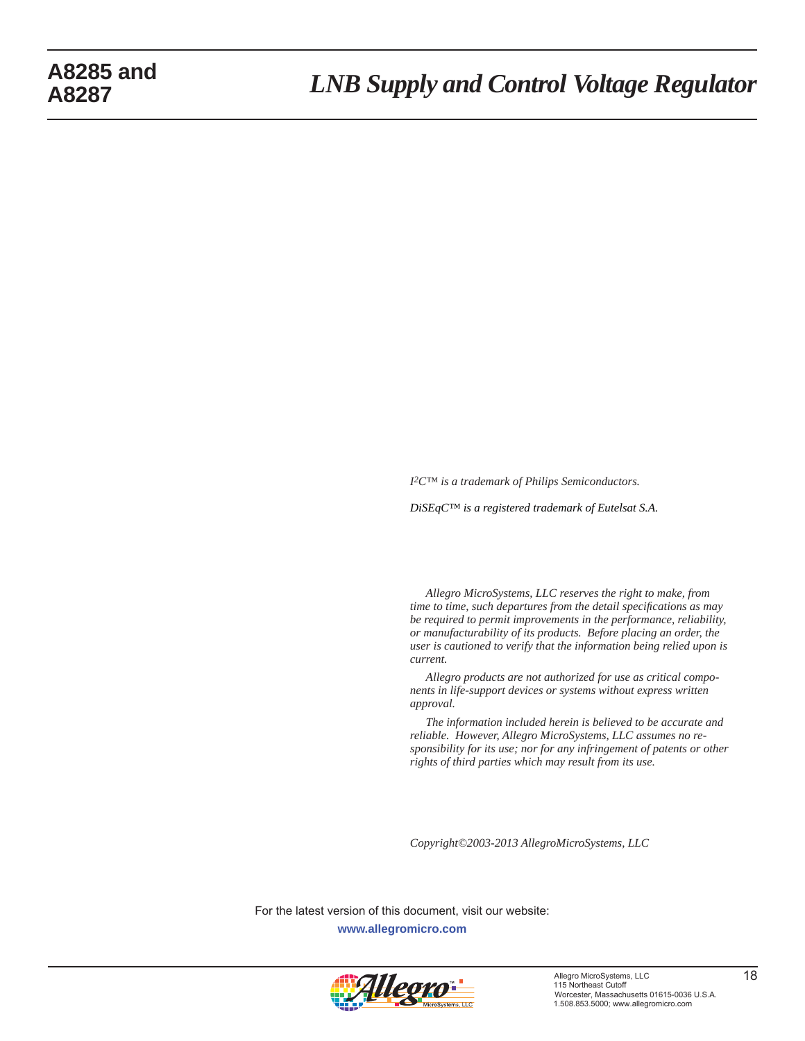*I²C™ is a trademark of Philips Semiconductors.*

*DiSEqC™ is a registered trademark of Eutelsat S.A.*

*Allegro MicroSystems, LLC reserves the right to make, from time to time, such departures from the detail specifications as may be required to permit improvements in the performance, reliability, or manufacturability of its products. Before placing an order, the user is cautioned to verify that the information being relied upon is current.*

*Allegro products are not authorized for use as critical components in life-support devices or systems without express written approval.*

*The information included herein is believed to be accurate and reliable. However, Allegro MicroSystems, LLC assumes no responsibility for its use; nor for any infringement of patents or other rights of third parties which may result from its use.*

*Copyright©2003-2013 AllegroMicroSystems, LLC*

For the latest version of this document, visit our website:

**www.allegromicro.com**

Allegro MicroSystems, LLC
115 Northeast Cutoff
Worcester, Massachusetts 01615-0036 U.S.A.
1.508.853.5000; www.allegromicro.com